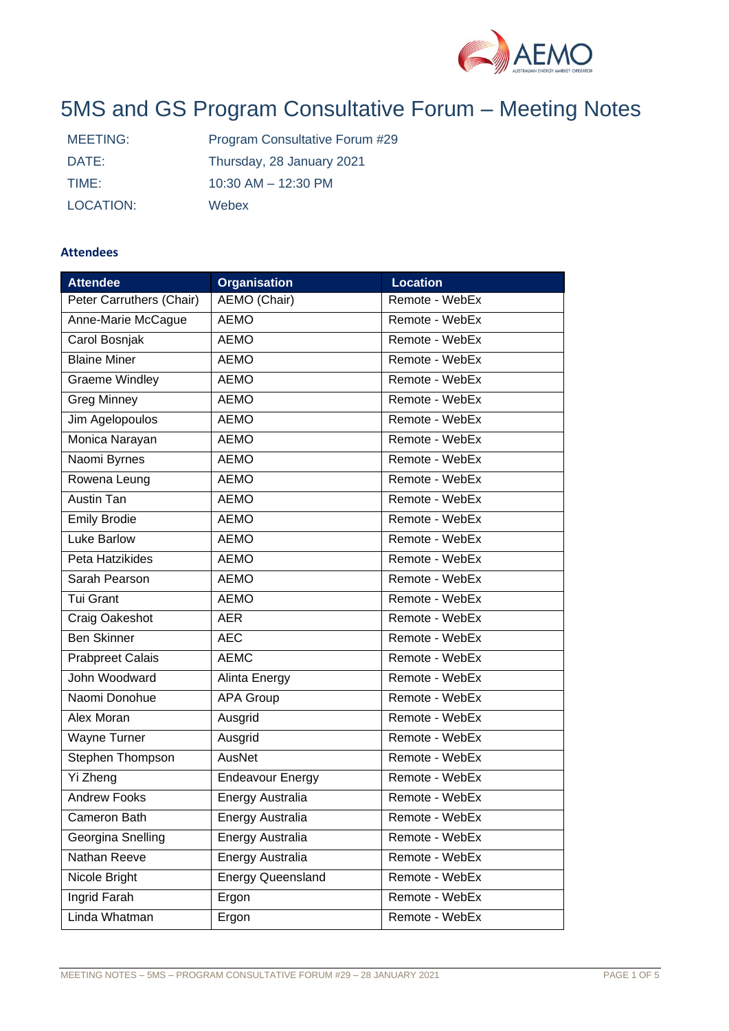# 5MS and GS Program Consultative Forum – Meeting Notes

| | |
|---|---|
| MEETING: | Program Consultative Forum #29 |
| DATE: | Thursday, 28 January 2021 |
| TIME: | 10:30 AM – 12:30 PM |
| LOCATION: | Webex |

### Attendees

| Attendee | Organisation | Location |
|---|---|---|
| Peter Carruthers (Chair) | AEMO (Chair) | Remote - WebEx |
| Anne-Marie McCague | AEMO | Remote - WebEx |
| Carol Bosnjak | AEMO | Remote - WebEx |
| Blaine Miner | AEMO | Remote - WebEx |
| Graeme Windley | AEMO | Remote - WebEx |
| Greg Minney | AEMO | Remote - WebEx |
| Jim Agelopoulos | AEMO | Remote - WebEx |
| Monica Narayan | AEMO | Remote - WebEx |
| Naomi Byrnes | AEMO | Remote - WebEx |
| Rowena Leung | AEMO | Remote - WebEx |
| Austin Tan | AEMO | Remote - WebEx |
| Emily Brodie | AEMO | Remote - WebEx |
| Luke Barlow | AEMO | Remote - WebEx |
| Peta Hatzikides | AEMO | Remote - WebEx |
| Sarah Pearson | AEMO | Remote - WebEx |
| Tui Grant | AEMO | Remote - WebEx |
| Craig Oakeshot | AER | Remote - WebEx |
| Ben Skinner | AEC | Remote - WebEx |
| Prabpreet Calais | AEMC | Remote - WebEx |
| John Woodward | Alinta Energy | Remote - WebEx |
| Naomi Donohue | APA Group | Remote - WebEx |
| Alex Moran | Ausgrid | Remote - WebEx |
| Wayne Turner | Ausgrid | Remote - WebEx |
| Stephen Thompson | AusNet | Remote - WebEx |
| Yi Zheng | Endeavour Energy | Remote - WebEx |
| Andrew Fooks | Energy Australia | Remote - WebEx |
| Cameron Bath | Energy Australia | Remote - WebEx |
| Georgina Snelling | Energy Australia | Remote - WebEx |
| Nathan Reeve | Energy Australia | Remote - WebEx |
| Nicole Bright | Energy Queensland | Remote - WebEx |
| Ingrid Farah | Ergon | Remote - WebEx |
| Linda Whatman | Ergon | Remote - WebEx |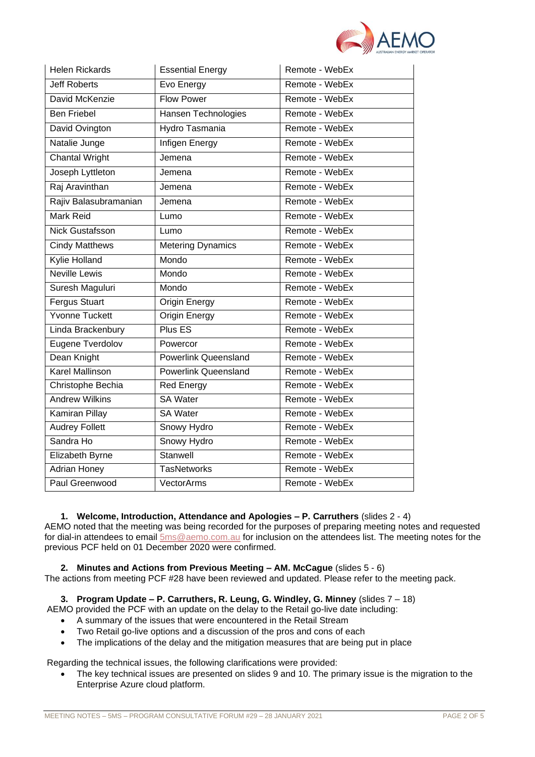| Helen Rickards | Essential Energy | Remote - WebEx |
|---|---|---|
| Jeff Roberts | Evo Energy | Remote - WebEx |
| David McKenzie | Flow Power | Remote - WebEx |
| Ben Friebel | Hansen Technologies | Remote - WebEx |
| David Ovington | Hydro Tasmania | Remote - WebEx |
| Natalie Junge | Infigen Energy | Remote - WebEx |
| Chantal Wright | Jemena | Remote - WebEx |
| Joseph Lyttleton | Jemena | Remote - WebEx |
| Raj Aravinthan | Jemena | Remote - WebEx |
| Rajiv Balasubramanian | Jemena | Remote - WebEx |
| Mark Reid | Lumo | Remote - WebEx |
| Nick Gustafsson | Lumo | Remote - WebEx |
| Cindy Matthews | Metering Dynamics | Remote - WebEx |
| Kylie Holland | Mondo | Remote - WebEx |
| Neville Lewis | Mondo | Remote - WebEx |
| Suresh Maguluri | Mondo | Remote - WebEx |
| Fergus Stuart | Origin Energy | Remote - WebEx |
| Yvonne Tuckett | Origin Energy | Remote - WebEx |
| Linda Brackenbury | Plus ES | Remote - WebEx |
| Eugene Tverdolov | Powercor | Remote - WebEx |
| Dean Knight | Powerlink Queensland | Remote - WebEx |
| Karel Mallinson | Powerlink Queensland | Remote - WebEx |
| Christophe Bechia | Red Energy | Remote - WebEx |
| Andrew Wilkins | SA Water | Remote - WebEx |
| Kamiran Pillay | SA Water | Remote - WebEx |
| Audrey Follett | Snowy Hydro | Remote - WebEx |
| Sandra Ho | Snowy Hydro | Remote - WebEx |
| Elizabeth Byrne | Stanwell | Remote - WebEx |
| Adrian Honey | TasNetworks | Remote - WebEx |
| Paul Greenwood | VectorArms | Remote - WebEx |

**1. Welcome, Introduction, Attendance and Apologies – P. Carruthers** (slides 2 - 4)

AEMO noted that the meeting was being recorded for the purposes of preparing meeting notes and requested for dial-in attendees to email 5ms@aemo.com.au for inclusion on the attendees list. The meeting notes for the previous PCF held on 01 December 2020 were confirmed.

**2. Minutes and Actions from Previous Meeting – AM. McCague** (slides 5 - 6)

The actions from meeting PCF #28 have been reviewed and updated. Please refer to the meeting pack.

**3. Program Update – P. Carruthers, R. Leung, G. Windley, G. Minney** (slides 7 – 18)

AEMO provided the PCF with an update on the delay to the Retail go-live date including:

- A summary of the issues that were encountered in the Retail Stream
- Two Retail go-live options and a discussion of the pros and cons of each
- The implications of the delay and the mitigation measures that are being put in place

Regarding the technical issues, the following clarifications were provided:

- The key technical issues are presented on slides 9 and 10. The primary issue is the migration to the Enterprise Azure cloud platform.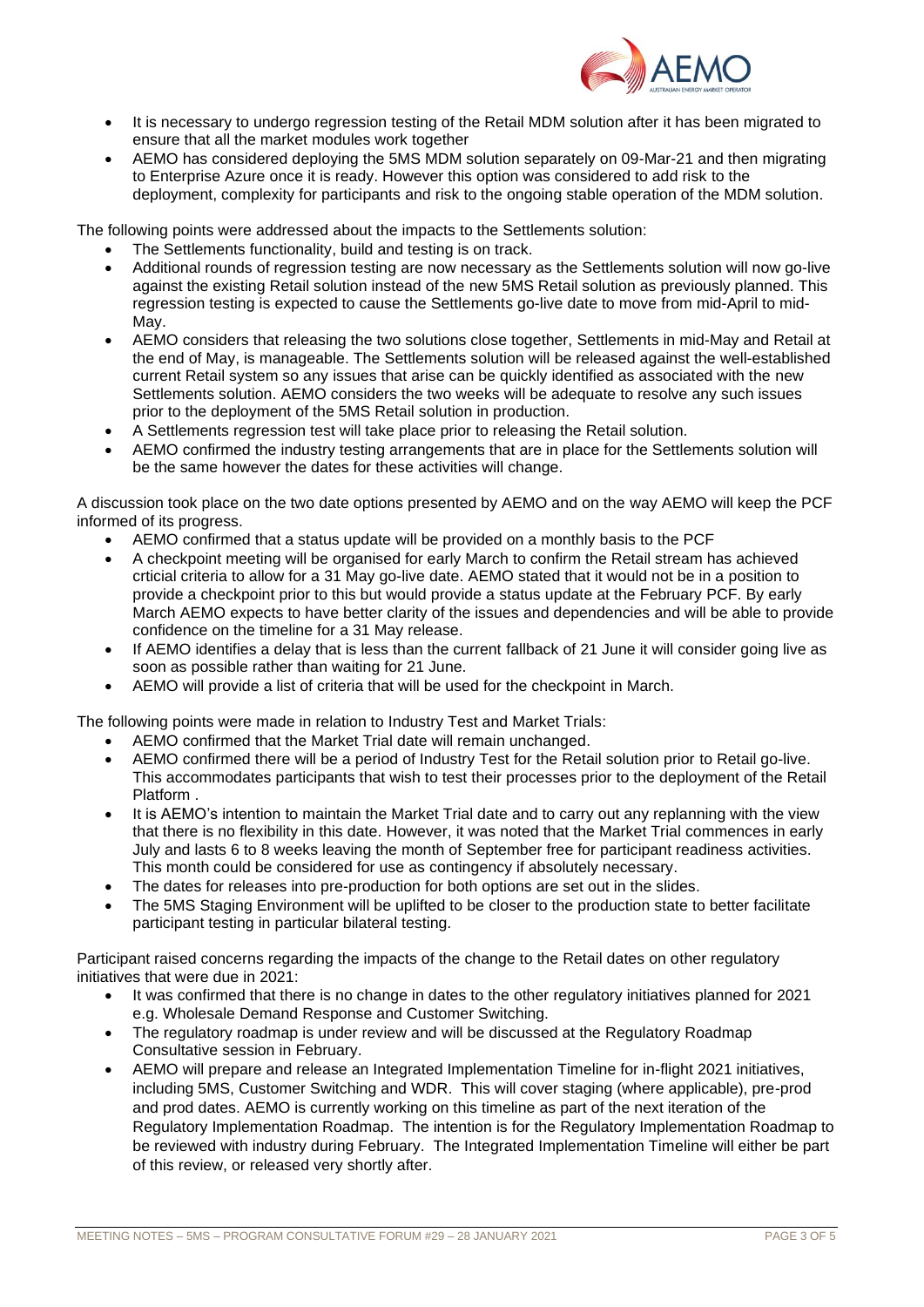- It is necessary to undergo regression testing of the Retail MDM solution after it has been migrated to ensure that all the market modules work together
- AEMO has considered deploying the 5MS MDM solution separately on 09-Mar-21 and then migrating to Enterprise Azure once it is ready. However this option was considered to add risk to the deployment, complexity for participants and risk to the ongoing stable operation of the MDM solution.

The following points were addressed about the impacts to the Settlements solution:

- The Settlements functionality, build and testing is on track.
- Additional rounds of regression testing are now necessary as the Settlements solution will now go-live against the existing Retail solution instead of the new 5MS Retail solution as previously planned. This regression testing is expected to cause the Settlements go-live date to move from mid-April to mid-May.
- AEMO considers that releasing the two solutions close together, Settlements in mid-May and Retail at the end of May, is manageable. The Settlements solution will be released against the well-established current Retail system so any issues that arise can be quickly identified as associated with the new Settlements solution. AEMO considers the two weeks will be adequate to resolve any such issues prior to the deployment of the 5MS Retail solution in production.
- A Settlements regression test will take place prior to releasing the Retail solution.
- AEMO confirmed the industry testing arrangements that are in place for the Settlements solution will be the same however the dates for these activities will change.

A discussion took place on the two date options presented by AEMO and on the way AEMO will keep the PCF informed of its progress.

- AEMO confirmed that a status update will be provided on a monthly basis to the PCF
- A checkpoint meeting will be organised for early March to confirm the Retail stream has achieved crticial criteria to allow for a 31 May go-live date. AEMO stated that it would not be in a position to provide a checkpoint prior to this but would provide a status update at the February PCF. By early March AEMO expects to have better clarity of the issues and dependencies and will be able to provide confidence on the timeline for a 31 May release.
- If AEMO identifies a delay that is less than the current fallback of 21 June it will consider going live as soon as possible rather than waiting for 21 June.
- AEMO will provide a list of criteria that will be used for the checkpoint in March.

The following points were made in relation to Industry Test and Market Trials:

- AEMO confirmed that the Market Trial date will remain unchanged.
- AEMO confirmed there will be a period of Industry Test for the Retail solution prior to Retail go-live. This accommodates participants that wish to test their processes prior to the deployment of the Retail Platform .
- It is AEMO's intention to maintain the Market Trial date and to carry out any replanning with the view that there is no flexibility in this date. However, it was noted that the Market Trial commences in early July and lasts 6 to 8 weeks leaving the month of September free for participant readiness activities. This month could be considered for use as contingency if absolutely necessary.
- The dates for releases into pre-production for both options are set out in the slides.
- The 5MS Staging Environment will be uplifted to be closer to the production state to better facilitate participant testing in particular bilateral testing.

Participant raised concerns regarding the impacts of the change to the Retail dates on other regulatory initiatives that were due in 2021:

- It was confirmed that there is no change in dates to the other regulatory initiatives planned for 2021 e.g. Wholesale Demand Response and Customer Switching.
- The regulatory roadmap is under review and will be discussed at the Regulatory Roadmap Consultative session in February.
- AEMO will prepare and release an Integrated Implementation Timeline for in-flight 2021 initiatives, including 5MS, Customer Switching and WDR. This will cover staging (where applicable), pre-prod and prod dates. AEMO is currently working on this timeline as part of the next iteration of the Regulatory Implementation Roadmap. The intention is for the Regulatory Implementation Roadmap to be reviewed with industry during February. The Integrated Implementation Timeline will either be part of this review, or released very shortly after.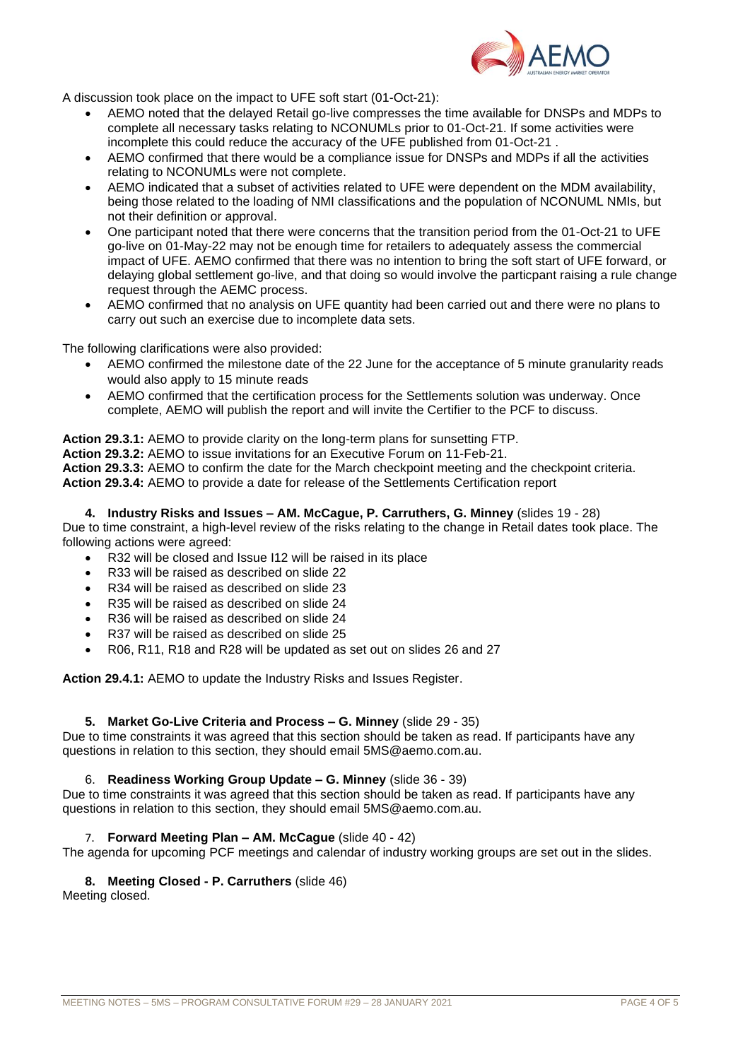A discussion took place on the impact to UFE soft start (01-Oct-21):

- AEMO noted that the delayed Retail go-live compresses the time available for DNSPs and MDPs to complete all necessary tasks relating to NCONUMLs prior to 01-Oct-21. If some activities were incomplete this could reduce the accuracy of the UFE published from 01-Oct-21 .
- AEMO confirmed that there would be a compliance issue for DNSPs and MDPs if all the activities relating to NCONUMLs were not complete.
- AEMO indicated that a subset of activities related to UFE were dependent on the MDM availability, being those related to the loading of NMI classifications and the population of NCONUML NMIs, but not their definition or approval.
- One participant noted that there were concerns that the transition period from the 01-Oct-21 to UFE go-live on 01-May-22 may not be enough time for retailers to adequately assess the commercial impact of UFE. AEMO confirmed that there was no intention to bring the soft start of UFE forward, or delaying global settlement go-live, and that doing so would involve the particpant raising a rule change request through the AEMC process.
- AEMO confirmed that no analysis on UFE quantity had been carried out and there were no plans to carry out such an exercise due to incomplete data sets.

The following clarifications were also provided:

- AEMO confirmed the milestone date of the 22 June for the acceptance of 5 minute granularity reads would also apply to 15 minute reads
- AEMO confirmed that the certification process for the Settlements solution was underway. Once complete, AEMO will publish the report and will invite the Certifier to the PCF to discuss.

**Action 29.3.1:** AEMO to provide clarity on the long-term plans for sunsetting FTP.
**Action 29.3.2:** AEMO to issue invitations for an Executive Forum on 11-Feb-21.
**Action 29.3.3:** AEMO to confirm the date for the March checkpoint meeting and the checkpoint criteria.
**Action 29.3.4:** AEMO to provide a date for release of the Settlements Certification report

**4. Industry Risks and Issues – AM. McCague, P. Carruthers, G. Minney** (slides 19 - 28)

Due to time constraint, a high-level review of the risks relating to the change in Retail dates took place. The following actions were agreed:

- R32 will be closed and Issue I12 will be raised in its place
- R33 will be raised as described on slide 22
- R34 will be raised as described on slide 23
- R35 will be raised as described on slide 24
- R36 will be raised as described on slide 24
- R37 will be raised as described on slide 25
- R06, R11, R18 and R28 will be updated as set out on slides 26 and 27

**Action 29.4.1:** AEMO to update the Industry Risks and Issues Register.

**5. Market Go-Live Criteria and Process – G. Minney** (slide 29 - 35)

Due to time constraints it was agreed that this section should be taken as read. If participants have any questions in relation to this section, they should email 5MS@aemo.com.au.

6. **Readiness Working Group Update – G. Minney** (slide 36 - 39)

Due to time constraints it was agreed that this section should be taken as read. If participants have any questions in relation to this section, they should email 5MS@aemo.com.au.

7. **Forward Meeting Plan – AM. McCague** (slide 40 - 42)

The agenda for upcoming PCF meetings and calendar of industry working groups are set out in the slides.

**8. Meeting Closed - P. Carruthers** (slide 46)

Meeting closed.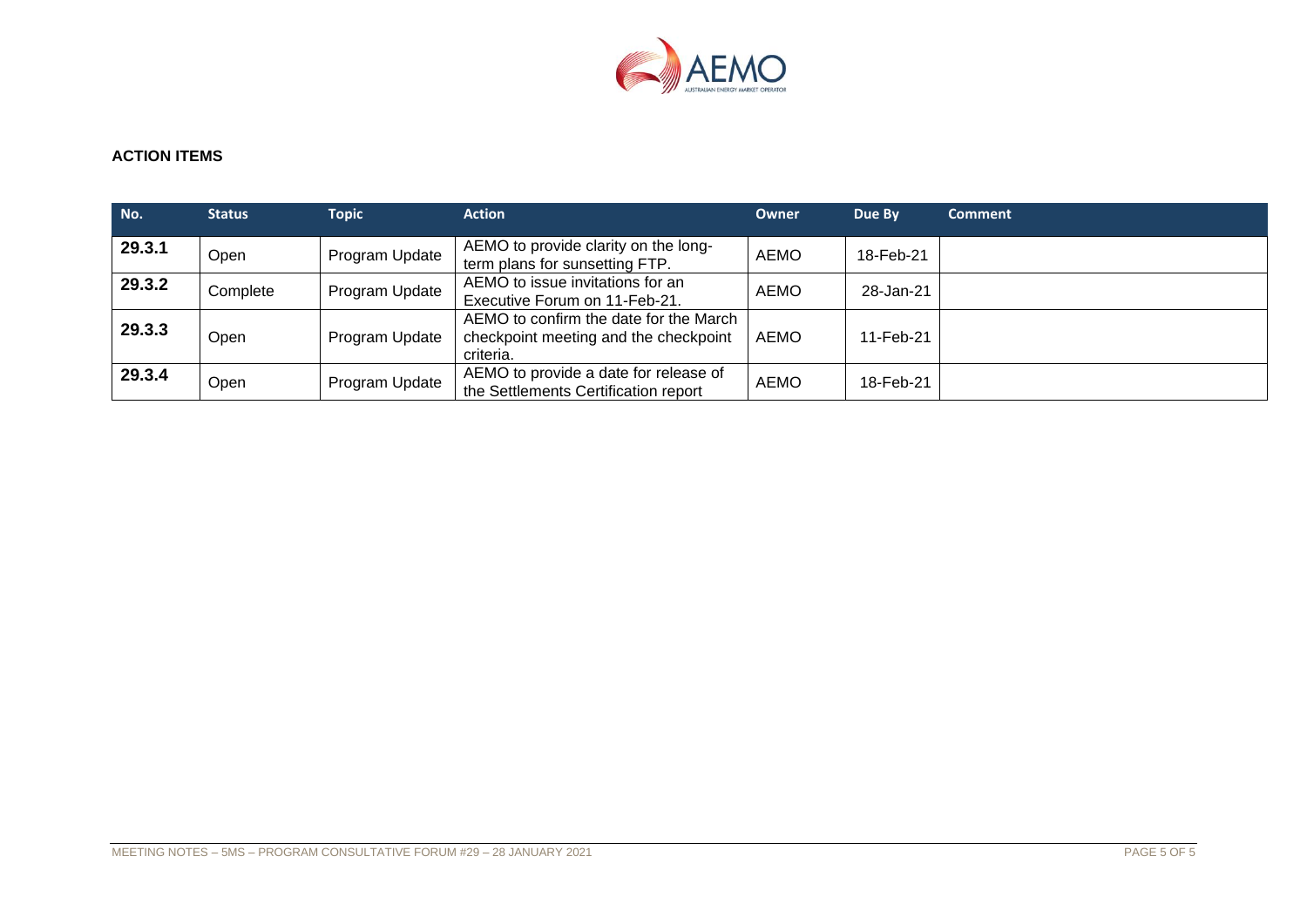**ACTION ITEMS**

| No. | Status | Topic | Action | Owner | Due By | Comment |
|---|---|---|---|---|---|---|
| **29.3.1** | Open | Program Update | AEMO to provide clarity on the long-term plans for sunsetting FTP. | AEMO | 18-Feb-21 | |
| **29.3.2** | Complete | Program Update | AEMO to issue invitations for an Executive Forum on 11-Feb-21. | AEMO | 28-Jan-21 | |
| **29.3.3** | Open | Program Update | AEMO to confirm the date for the March checkpoint meeting and the checkpoint criteria. | AEMO | 11-Feb-21 | |
| **29.3.4** | Open | Program Update | AEMO to provide a date for release of the Settlements Certification report | AEMO | 18-Feb-21 | |